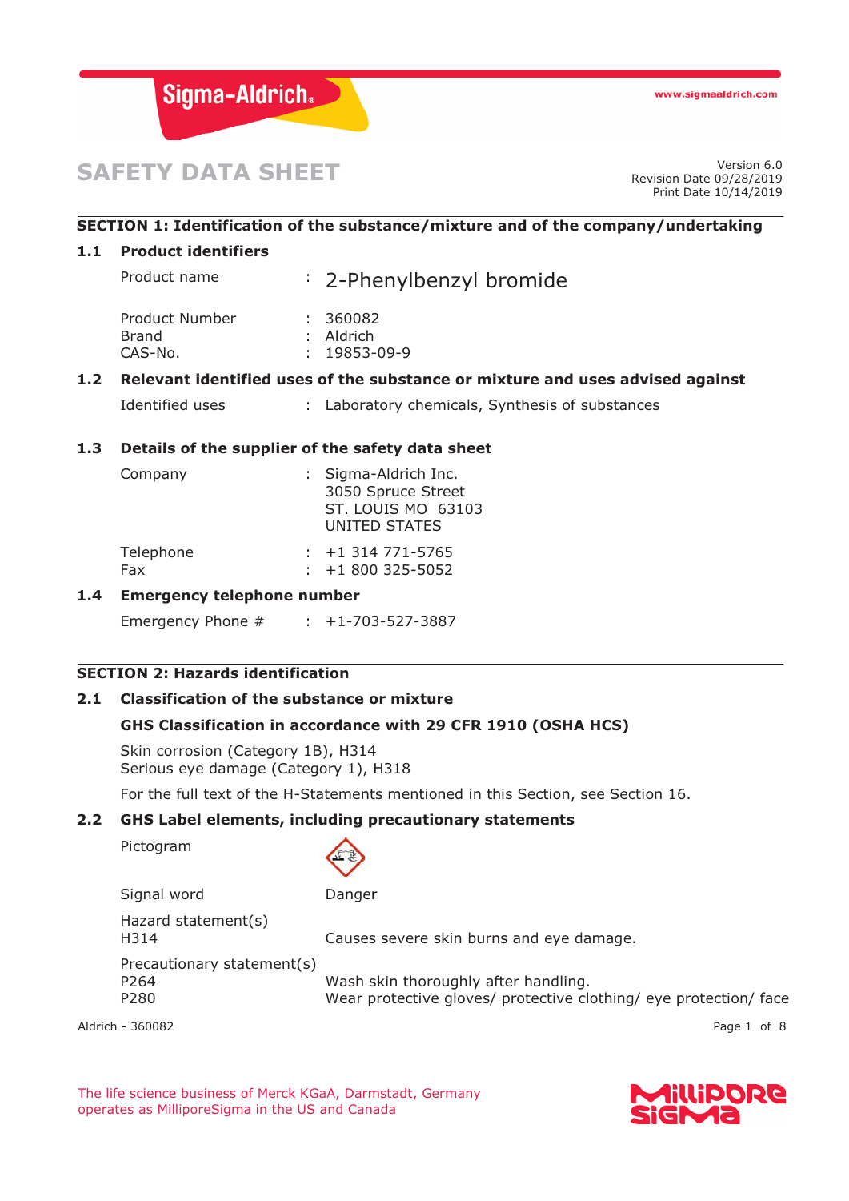# SAFETY DATA SHEET

Version 6.0
Revision Date 09/28/2019
Print Date 10/14/2019

## SECTION 1: Identification of the substance/mixture and of the company/undertaking

### 1.1 Product identifiers

| | | |
|---|---|---|
| Product name | : | 2-Phenylbenzyl bromide |
| Product Number | : | 360082 |
| Brand | : | Aldrich |
| CAS-No. | : | 19853-09-9 |

### 1.2 Relevant identified uses of the substance or mixture and uses advised against

| | | |
|---|---|---|
| Identified uses | : | Laboratory chemicals, Synthesis of substances |

### 1.3 Details of the supplier of the safety data sheet

| | | |
|---|---|---|
| Company | : | Sigma-Aldrich Inc.<br>3050 Spruce Street<br>ST. LOUIS MO 63103<br>UNITED STATES |
| Telephone | : | +1 314 771-5765 |
| Fax | : | +1 800 325-5052 |

### 1.4 Emergency telephone number

| | | |
|---|---|---|
| Emergency Phone # | : | +1-703-527-3887 |

## SECTION 2: Hazards identification

### 2.1 Classification of the substance or mixture

**GHS Classification in accordance with 29 CFR 1910 (OSHA HCS)**

Skin corrosion (Category 1B), H314
Serious eye damage (Category 1), H318

For the full text of the H-Statements mentioned in this Section, see Section 16.

### 2.2 GHS Label elements, including precautionary statements

| | |
|---|---|
| Pictogram | |
| Signal word | Danger |
| Hazard statement(s) | |
| H314 | Causes severe skin burns and eye damage. |
| Precautionary statement(s) | |
| P264 | Wash skin thoroughly after handling. |
| P280 | Wear protective gloves/ protective clothing/ eye protection/ face |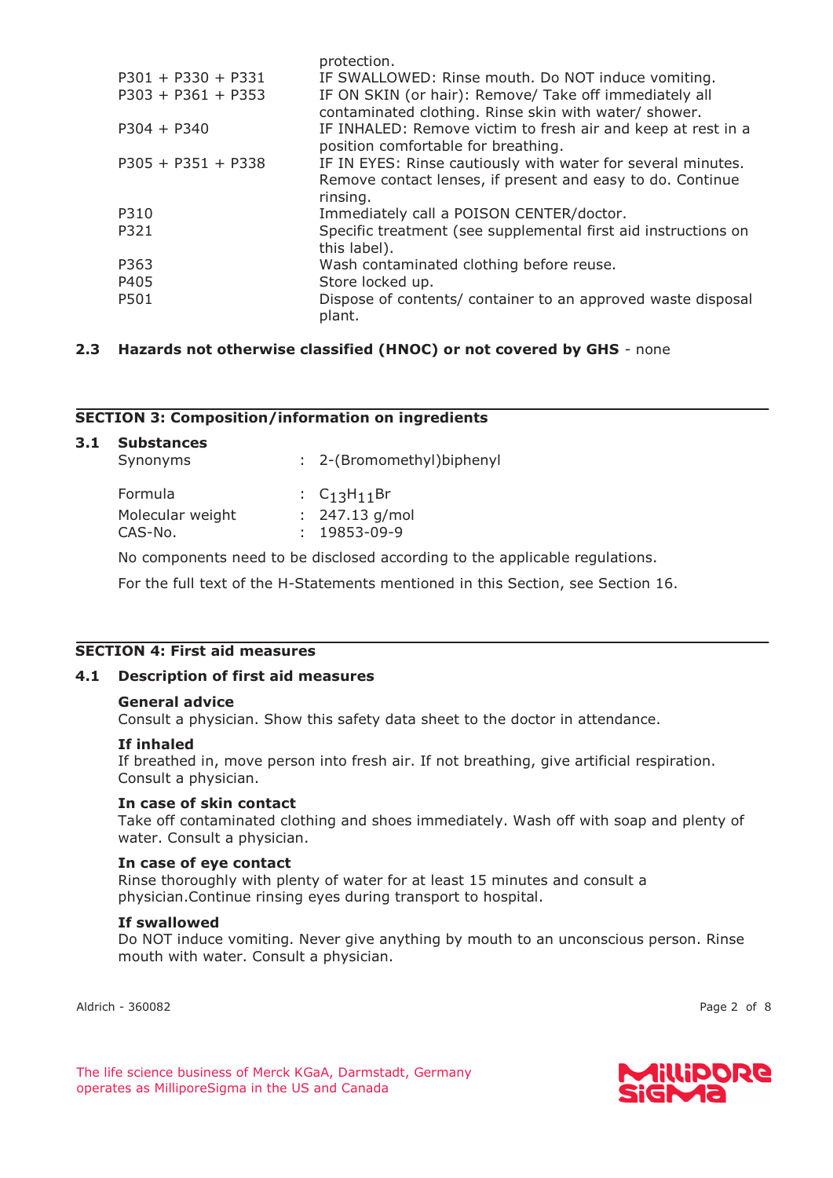| | |
|---|---|
| | protection. |
| P301 + P330 + P331 | IF SWALLOWED: Rinse mouth. Do NOT induce vomiting. |
| P303 + P361 + P353 | IF ON SKIN (or hair): Remove/ Take off immediately all contaminated clothing. Rinse skin with water/ shower. |
| P304 + P340 | IF INHALED: Remove victim to fresh air and keep at rest in a position comfortable for breathing. |
| P305 + P351 + P338 | IF IN EYES: Rinse cautiously with water for several minutes. Remove contact lenses, if present and easy to do. Continue rinsing. |
| P310 | Immediately call a POISON CENTER/doctor. |
| P321 | Specific treatment (see supplemental first aid instructions on this label). |
| P363 | Wash contaminated clothing before reuse. |
| P405 | Store locked up. |
| P501 | Dispose of contents/ container to an approved waste disposal plant. |

### 2.3 Hazards not otherwise classified (HNOC) or not covered by GHS - none

## SECTION 3: Composition/information on ingredients

### 3.1 Substances

| | | |
|---|---|---|
| Synonyms | : | 2-(Bromomethyl)biphenyl |
| Formula | : | $C_{13}H_{11}Br$ |
| Molecular weight | : | 247.13 g/mol |
| CAS-No. | : | 19853-09-9 |

No components need to be disclosed according to the applicable regulations.

For the full text of the H-Statements mentioned in this Section, see Section 16.

## SECTION 4: First aid measures

### 4.1 Description of first aid measures

**General advice**
Consult a physician. Show this safety data sheet to the doctor in attendance.

**If inhaled**
If breathed in, move person into fresh air. If not breathing, give artificial respiration. Consult a physician.

**In case of skin contact**
Take off contaminated clothing and shoes immediately. Wash off with soap and plenty of water. Consult a physician.

**In case of eye contact**
Rinse thoroughly with plenty of water for at least 15 minutes and consult a physician.Continue rinsing eyes during transport to hospital.

**If swallowed**
Do NOT induce vomiting. Never give anything by mouth to an unconscious person. Rinse mouth with water. Consult a physician.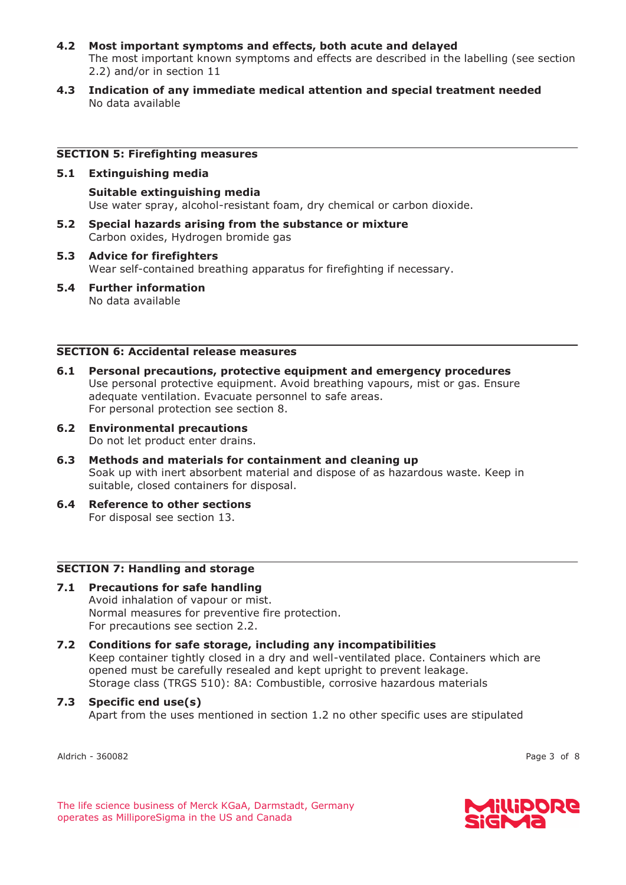**4.2 Most important symptoms and effects, both acute and delayed**
The most important known symptoms and effects are described in the labelling (see section 2.2) and/or in section 11

**4.3 Indication of any immediate medical attention and special treatment needed**
No data available

## SECTION 5: Firefighting measures

**5.1 Extinguishing media**

**Suitable extinguishing media**
Use water spray, alcohol-resistant foam, dry chemical or carbon dioxide.

**5.2 Special hazards arising from the substance or mixture**
Carbon oxides, Hydrogen bromide gas

**5.3 Advice for firefighters**
Wear self-contained breathing apparatus for firefighting if necessary.

**5.4 Further information**
No data available

## SECTION 6: Accidental release measures

**6.1 Personal precautions, protective equipment and emergency procedures**
Use personal protective equipment. Avoid breathing vapours, mist or gas. Ensure adequate ventilation. Evacuate personnel to safe areas.
For personal protection see section 8.

**6.2 Environmental precautions**
Do not let product enter drains.

**6.3 Methods and materials for containment and cleaning up**
Soak up with inert absorbent material and dispose of as hazardous waste. Keep in suitable, closed containers for disposal.

**6.4 Reference to other sections**
For disposal see section 13.

## SECTION 7: Handling and storage

**7.1 Precautions for safe handling**
Avoid inhalation of vapour or mist.
Normal measures for preventive fire protection.
For precautions see section 2.2.

**7.2 Conditions for safe storage, including any incompatibilities**
Keep container tightly closed in a dry and well-ventilated place. Containers which are opened must be carefully resealed and kept upright to prevent leakage.
Storage class (TRGS 510): 8A: Combustible, corrosive hazardous materials

**7.3 Specific end use(s)**
Apart from the uses mentioned in section 1.2 no other specific uses are stipulated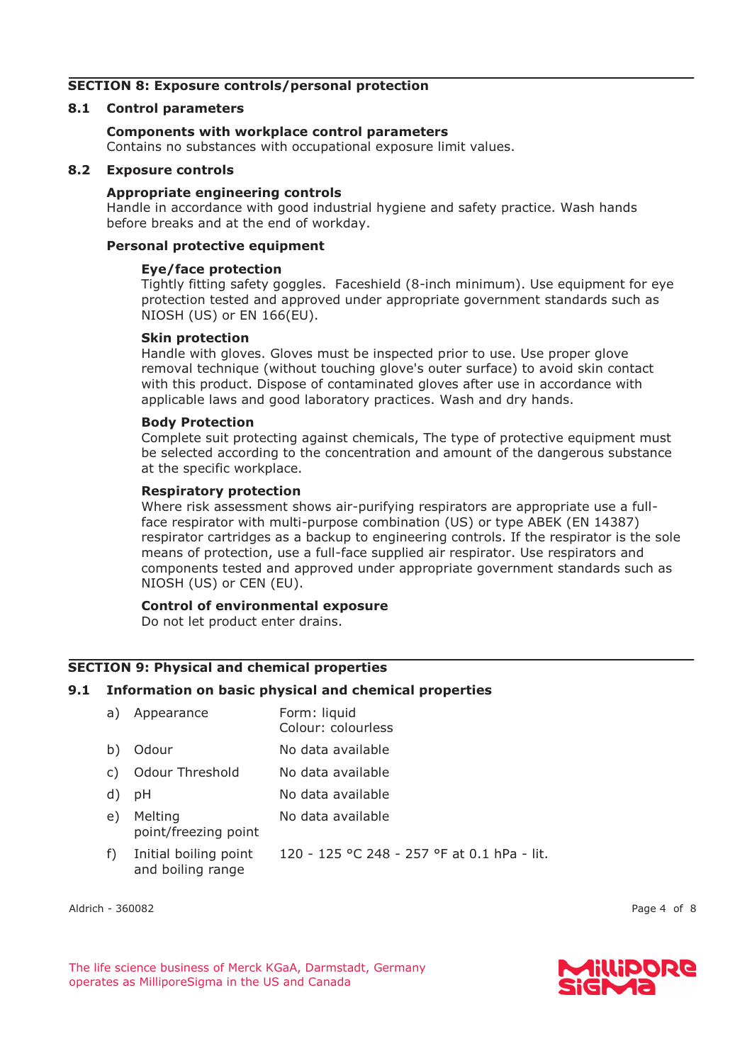## SECTION 8: Exposure controls/personal protection

### 8.1 Control parameters

**Components with workplace control parameters**
Contains no substances with occupational exposure limit values.

### 8.2 Exposure controls

**Appropriate engineering controls**
Handle in accordance with good industrial hygiene and safety practice. Wash hands before breaks and at the end of workday.

**Personal protective equipment**

**Eye/face protection**
Tightly fitting safety goggles. Faceshield (8-inch minimum). Use equipment for eye protection tested and approved under appropriate government standards such as NIOSH (US) or EN 166(EU).

**Skin protection**
Handle with gloves. Gloves must be inspected prior to use. Use proper glove removal technique (without touching glove's outer surface) to avoid skin contact with this product. Dispose of contaminated gloves after use in accordance with applicable laws and good laboratory practices. Wash and dry hands.

**Body Protection**
Complete suit protecting against chemicals, The type of protective equipment must be selected according to the concentration and amount of the dangerous substance at the specific workplace.

**Respiratory protection**
Where risk assessment shows air-purifying respirators are appropriate use a full-face respirator with multi-purpose combination (US) or type ABEK (EN 14387) respirator cartridges as a backup to engineering controls. If the respirator is the sole means of protection, use a full-face supplied air respirator. Use respirators and components tested and approved under appropriate government standards such as NIOSH (US) or CEN (EU).

**Control of environmental exposure**
Do not let product enter drains.

## SECTION 9: Physical and chemical properties

### 9.1 Information on basic physical and chemical properties

| | | |
|---|---|---|
| a) | Appearance | Form: liquid<br>Colour: colourless |
| b) | Odour | No data available |
| c) | Odour Threshold | No data available |
| d) | pH | No data available |
| e) | Melting point/freezing point | No data available |
| f) | Initial boiling point and boiling range | 120 - 125 °C 248 - 257 °F at 0.1 hPa - lit. |

Aldrich - 360082

The life science business of Merck KGaA, Darmstadt, Germany operates as MilliporeSigma in the US and Canada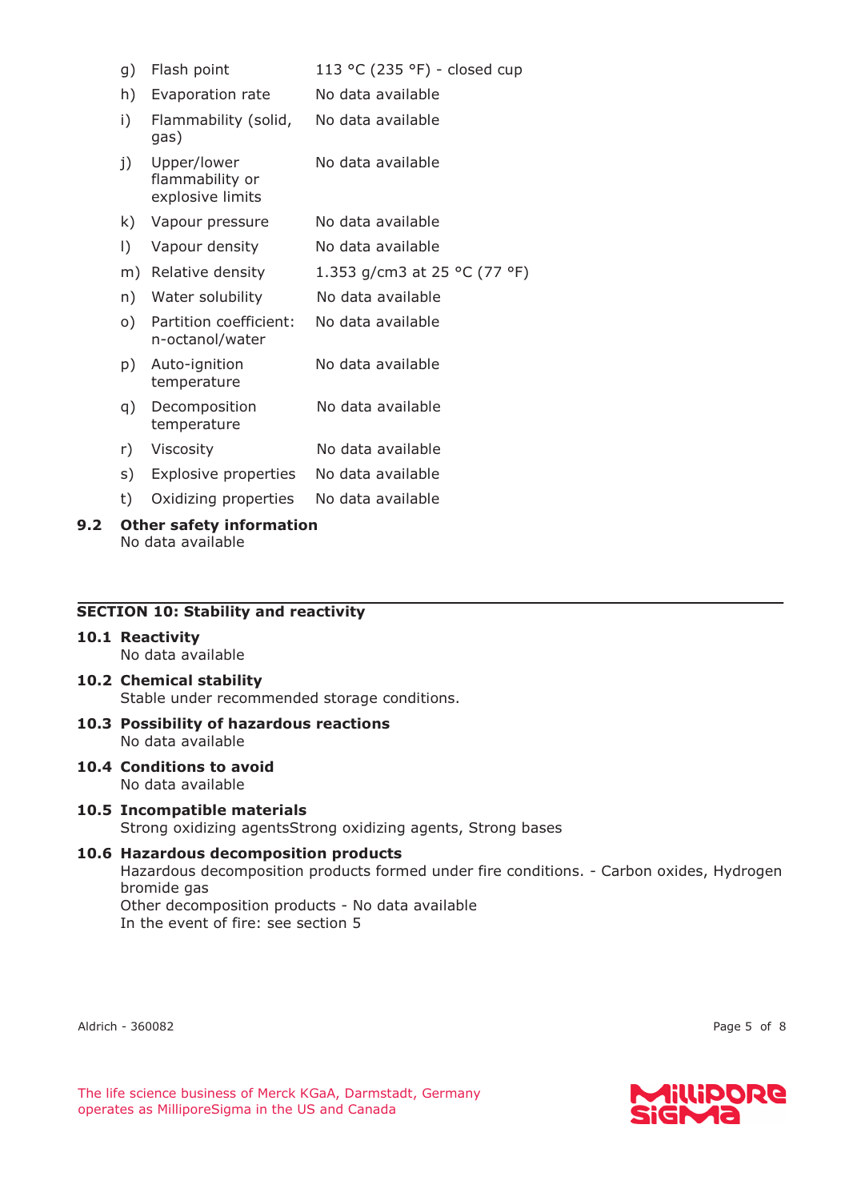| | | |
|---|---|---|
| g) | Flash point | 113 °C (235 °F) - closed cup |
| h) | Evaporation rate | No data available |
| i) | Flammability (solid, gas) | No data available |
| j) | Upper/lower flammability or explosive limits | No data available |
| k) | Vapour pressure | No data available |
| l) | Vapour density | No data available |
| m) | Relative density | 1.353 g/cm3 at 25 °C (77 °F) |
| n) | Water solubility | No data available |
| o) | Partition coefficient: n-octanol/water | No data available |
| p) | Auto-ignition temperature | No data available |
| q) | Decomposition temperature | No data available |
| r) | Viscosity | No data available |
| s) | Explosive properties | No data available |
| t) | Oxidizing properties | No data available |

**9.2 Other safety information**

No data available

## SECTION 10: Stability and reactivity

**10.1 Reactivity**

No data available

**10.2 Chemical stability**

Stable under recommended storage conditions.

**10.3 Possibility of hazardous reactions**

No data available

**10.4 Conditions to avoid**

No data available

**10.5 Incompatible materials**

Strong oxidizing agentsStrong oxidizing agents, Strong bases

**10.6 Hazardous decomposition products**

Hazardous decomposition products formed under fire conditions. - Carbon oxides, Hydrogen bromide gas

Other decomposition products - No data available

In the event of fire: see section 5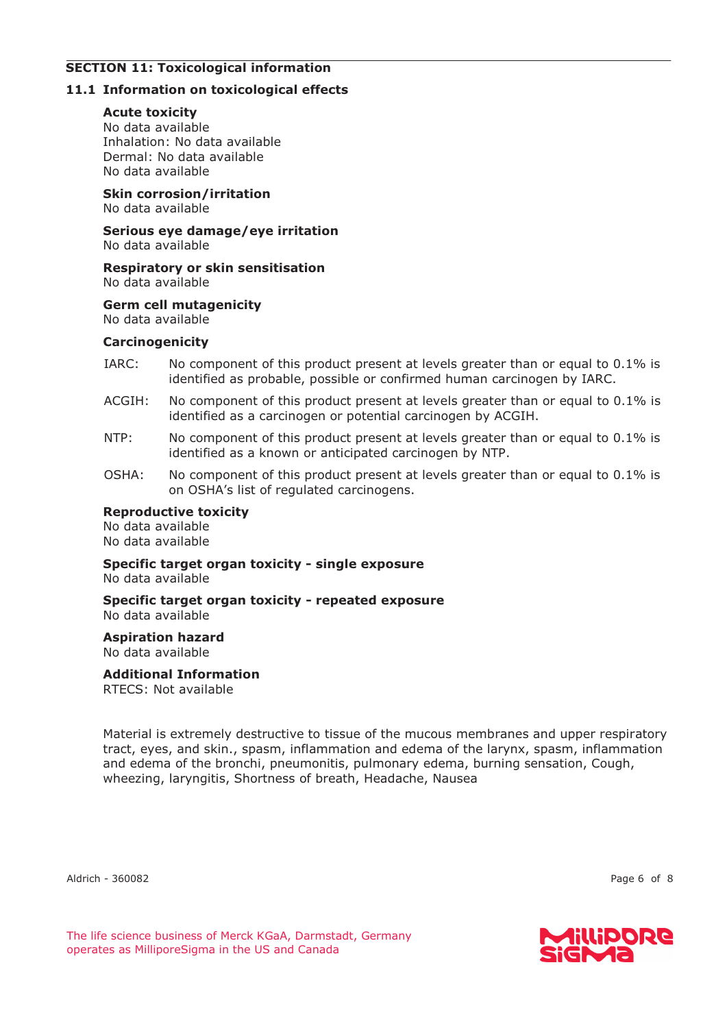## SECTION 11: Toxicological information

### 11.1 Information on toxicological effects

**Acute toxicity**
No data available
Inhalation: No data available
Dermal: No data available
No data available

**Skin corrosion/irritation**
No data available

**Serious eye damage/eye irritation**
No data available

**Respiratory or skin sensitisation**
No data available

**Germ cell mutagenicity**
No data available

**Carcinogenicity**

IARC: No component of this product present at levels greater than or equal to 0.1% is identified as probable, possible or confirmed human carcinogen by IARC.

ACGIH: No component of this product present at levels greater than or equal to 0.1% is identified as a carcinogen or potential carcinogen by ACGIH.

NTP: No component of this product present at levels greater than or equal to 0.1% is identified as a known or anticipated carcinogen by NTP.

OSHA: No component of this product present at levels greater than or equal to 0.1% is on OSHA's list of regulated carcinogens.

**Reproductive toxicity**
No data available
No data available

**Specific target organ toxicity - single exposure**
No data available

**Specific target organ toxicity - repeated exposure**
No data available

**Aspiration hazard**
No data available

**Additional Information**
RTECS: Not available

Material is extremely destructive to tissue of the mucous membranes and upper respiratory tract, eyes, and skin., spasm, inflammation and edema of the larynx, spasm, inflammation and edema of the bronchi, pneumonitis, pulmonary edema, burning sensation, Cough, wheezing, laryngitis, Shortness of breath, Headache, Nausea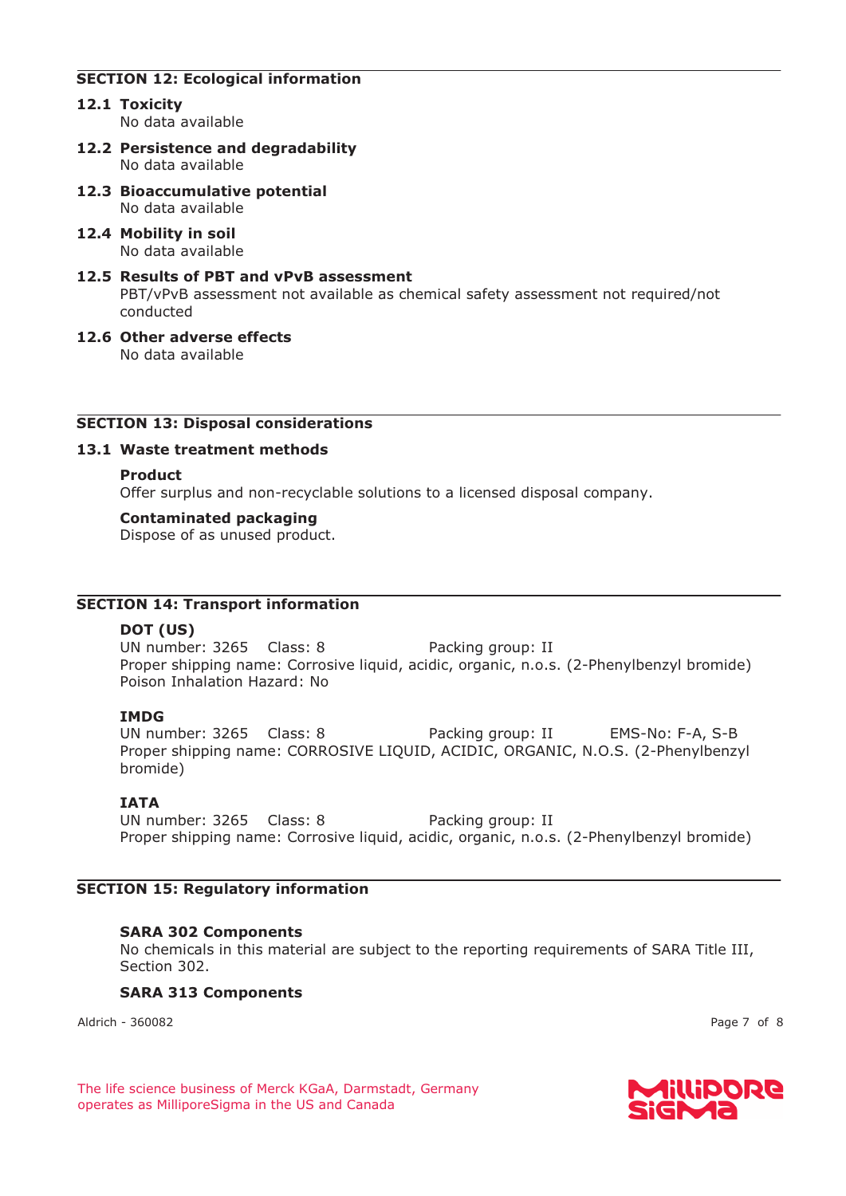## SECTION 12: Ecological information

### 12.1 Toxicity

No data available

### 12.2 Persistence and degradability

No data available

### 12.3 Bioaccumulative potential

No data available

### 12.4 Mobility in soil

No data available

### 12.5 Results of PBT and vPvB assessment

PBT/vPvB assessment not available as chemical safety assessment not required/not conducted

### 12.6 Other adverse effects

No data available

## SECTION 13: Disposal considerations

### 13.1 Waste treatment methods

**Product**

Offer surplus and non-recyclable solutions to a licensed disposal company.

**Contaminated packaging**

Dispose of as unused product.

## SECTION 14: Transport information

**DOT (US)**

UN number: 3265 Class: 8 Packing group: II
Proper shipping name: Corrosive liquid, acidic, organic, n.o.s. (2-Phenylbenzyl bromide)
Poison Inhalation Hazard: No

**IMDG**

UN number: 3265 Class: 8 Packing group: II EMS-No: F-A, S-B
Proper shipping name: CORROSIVE LIQUID, ACIDIC, ORGANIC, N.O.S. (2-Phenylbenzyl bromide)

**IATA**

UN number: 3265 Class: 8 Packing group: II
Proper shipping name: Corrosive liquid, acidic, organic, n.o.s. (2-Phenylbenzyl bromide)

## SECTION 15: Regulatory information

**SARA 302 Components**

No chemicals in this material are subject to the reporting requirements of SARA Title III, Section 302.

**SARA 313 Components**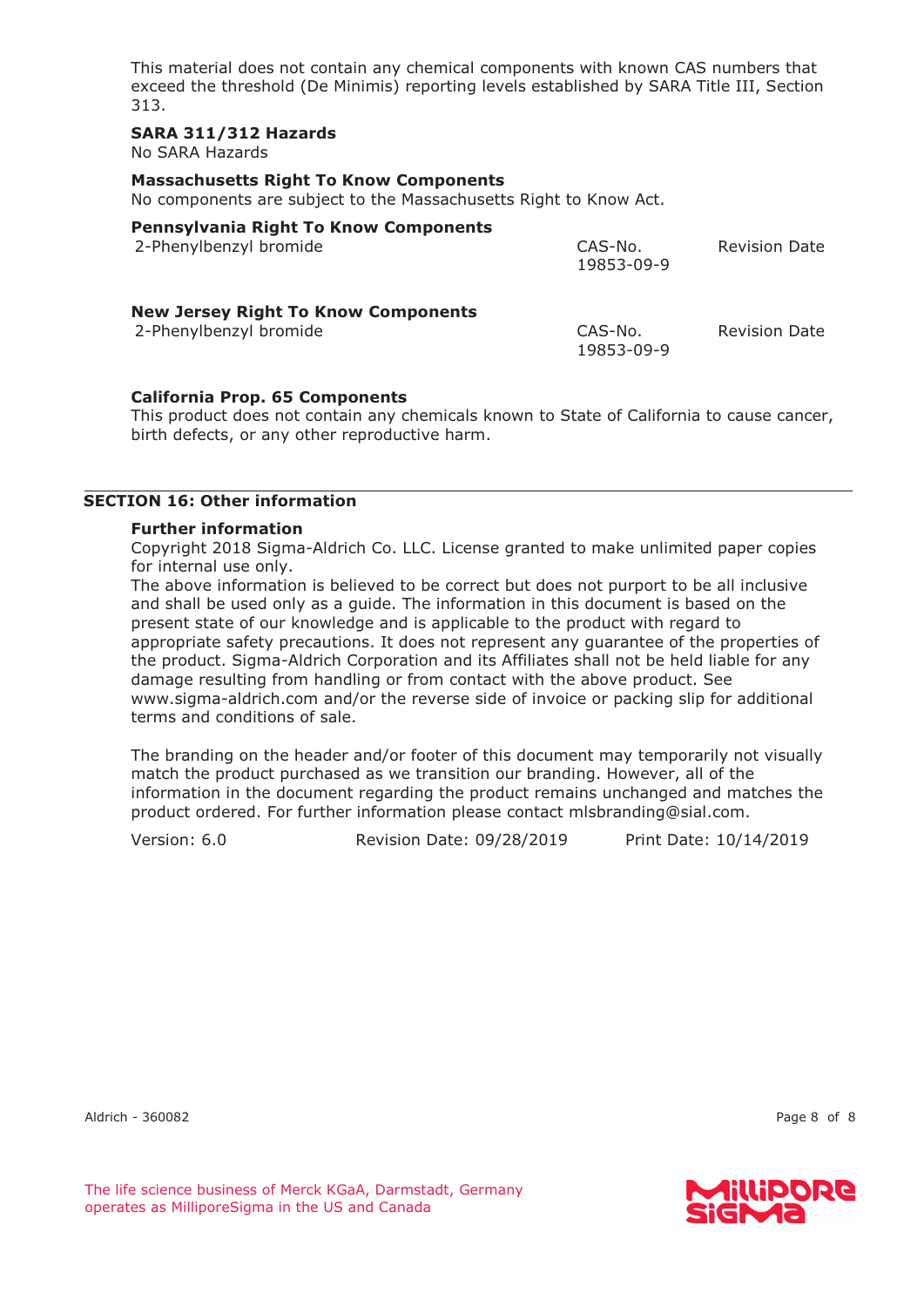This material does not contain any chemical components with known CAS numbers that exceed the threshold (De Minimis) reporting levels established by SARA Title III, Section 313.

**SARA 311/312 Hazards**

No SARA Hazards

**Massachusetts Right To Know Components**

No components are subject to the Massachusetts Right to Know Act.

**Pennsylvania Right To Know Components**

| | | |
|---|---|---|
| 2-Phenylbenzyl bromide | CAS-No. 19853-09-9 | Revision Date |

**New Jersey Right To Know Components**

| | | |
|---|---|---|
| 2-Phenylbenzyl bromide | CAS-No. 19853-09-9 | Revision Date |

**California Prop. 65 Components**

This product does not contain any chemicals known to State of California to cause cancer, birth defects, or any other reproductive harm.

## SECTION 16: Other information

**Further information**

Copyright 2018 Sigma-Aldrich Co. LLC. License granted to make unlimited paper copies for internal use only.

The above information is believed to be correct but does not purport to be all inclusive and shall be used only as a guide. The information in this document is based on the present state of our knowledge and is applicable to the product with regard to appropriate safety precautions. It does not represent any guarantee of the properties of the product. Sigma-Aldrich Corporation and its Affiliates shall not be held liable for any damage resulting from handling or from contact with the above product. See www.sigma-aldrich.com and/or the reverse side of invoice or packing slip for additional terms and conditions of sale.

The branding on the header and/or footer of this document may temporarily not visually match the product purchased as we transition our branding. However, all of the information in the document regarding the product remains unchanged and matches the product ordered. For further information please contact mlsbranding@sial.com.

Version: 6.0 Revision Date: 09/28/2019 Print Date: 10/14/2019